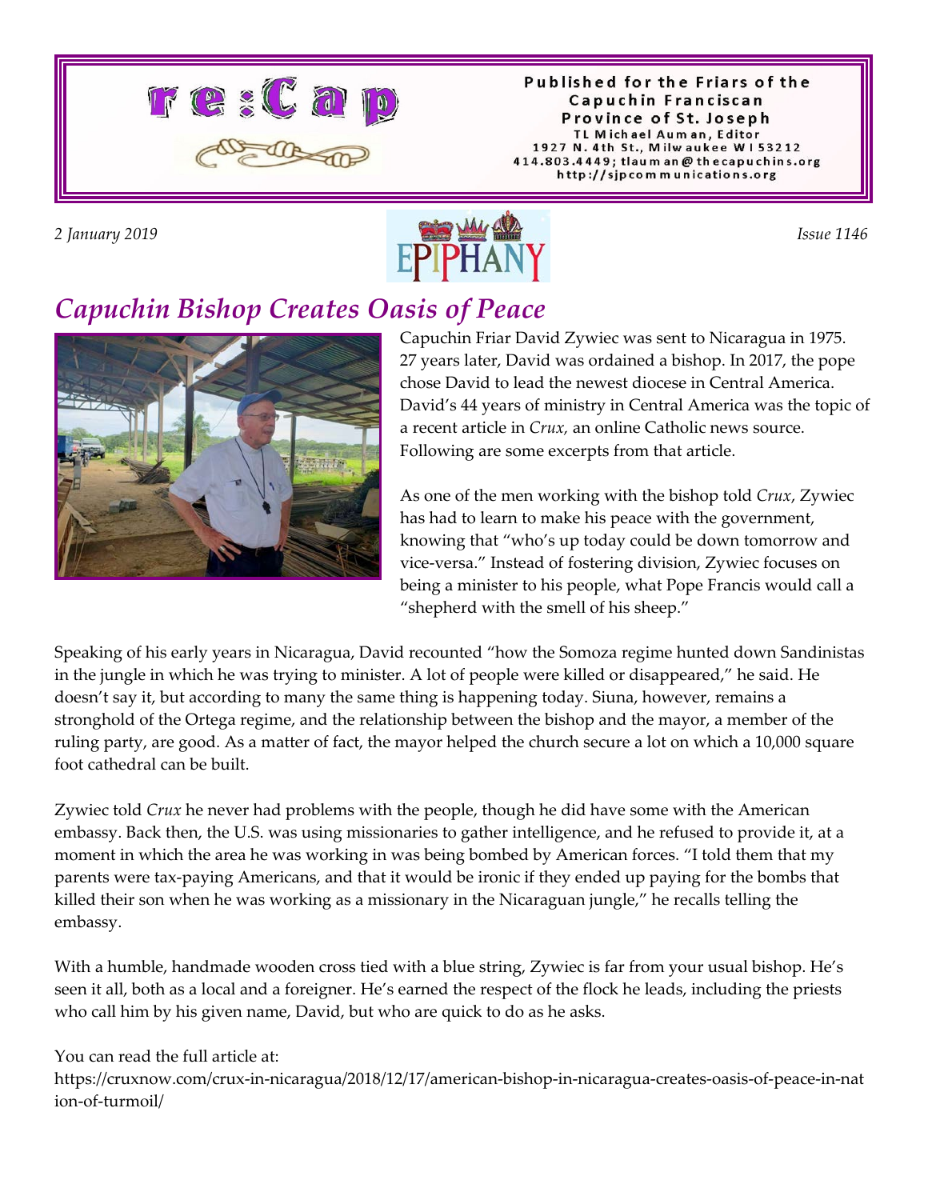# re:Cap

Published for the Friars of the Capuchin Franciscan Province of St. Joseph
TL Michael Auman, Editor
1927 N. 4th St., Milwaukee WI 53212
414.803.4449; tlauman@thecapuchins.org
http://sjpcommunications.org

*2 January 2019*

EPIPHANY

*Issue 1146*

## *Capuchin Bishop Creates Oasis of Peace*

Capuchin Friar David Zywiec was sent to Nicaragua in 1975. 27 years later, David was ordained a bishop. In 2017, the pope chose David to lead the newest diocese in Central America. David's 44 years of ministry in Central America was the topic of a recent article in *Crux,* an online Catholic news source. Following are some excerpts from that article.

As one of the men working with the bishop told *Crux*, Zywiec has had to learn to make his peace with the government, knowing that "who's up today could be down tomorrow and vice-versa." Instead of fostering division, Zywiec focuses on being a minister to his people, what Pope Francis would call a "shepherd with the smell of his sheep."

Speaking of his early years in Nicaragua, David recounted "how the Somoza regime hunted down Sandinistas in the jungle in which he was trying to minister. A lot of people were killed or disappeared," he said. He doesn't say it, but according to many the same thing is happening today. Siuna, however, remains a stronghold of the Ortega regime, and the relationship between the bishop and the mayor, a member of the ruling party, are good. As a matter of fact, the mayor helped the church secure a lot on which a 10,000 square foot cathedral can be built.

Zywiec told *Crux* he never had problems with the people, though he did have some with the American embassy. Back then, the U.S. was using missionaries to gather intelligence, and he refused to provide it, at a moment in which the area he was working in was being bombed by American forces. "I told them that my parents were tax-paying Americans, and that it would be ironic if they ended up paying for the bombs that killed their son when he was working as a missionary in the Nicaraguan jungle," he recalls telling the embassy.

With a humble, handmade wooden cross tied with a blue string, Zywiec is far from your usual bishop. He's seen it all, both as a local and a foreigner. He's earned the respect of the flock he leads, including the priests who call him by his given name, David, but who are quick to do as he asks.

You can read the full article at:
https://cruxnow.com/crux-in-nicaragua/2018/12/17/american-bishop-in-nicaragua-creates-oasis-of-peace-in-nation-of-turmoil/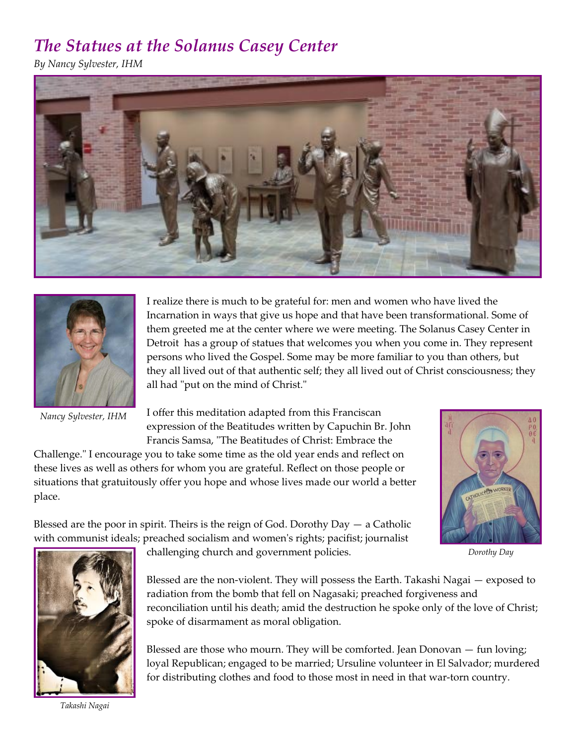# *The Statues at the Solanus Casey Center*

*By Nancy Sylvester, IHM*

*Nancy Sylvester, IHM*

I realize there is much to be grateful for: men and women who have lived the Incarnation in ways that give us hope and that have been transformational. Some of them greeted me at the center where we were meeting. The Solanus Casey Center in Detroit has a group of statues that welcomes you when you come in. They represent persons who lived the Gospel. Some may be more familiar to you than others, but they all lived out of that authentic self; they all lived out of Christ consciousness; they all had "put on the mind of Christ."

I offer this meditation adapted from this Franciscan expression of the Beatitudes written by Capuchin Br. John Francis Samsa, "The Beatitudes of Christ: Embrace the Challenge." I encourage you to take some time as the old year ends and reflect on these lives as well as others for whom you are grateful. Reflect on those people or situations that gratuitously offer you hope and whose lives made our world a better place.

*Dorothy Day*

Blessed are the poor in spirit. Theirs is the reign of God. Dorothy Day — a Catholic with communist ideals; preached socialism and women's rights; pacifist; journalist challenging church and government policies.

Blessed are the non-violent. They will possess the Earth. Takashi Nagai — exposed to radiation from the bomb that fell on Nagasaki; preached forgiveness and reconciliation until his death; amid the destruction he spoke only of the love of Christ; spoke of disarmament as moral obligation.

Blessed are those who mourn. They will be comforted. Jean Donovan — fun loving; loyal Republican; engaged to be married; Ursuline volunteer in El Salvador; murdered for distributing clothes and food to those most in need in that war-torn country.

*Takashi Nagai*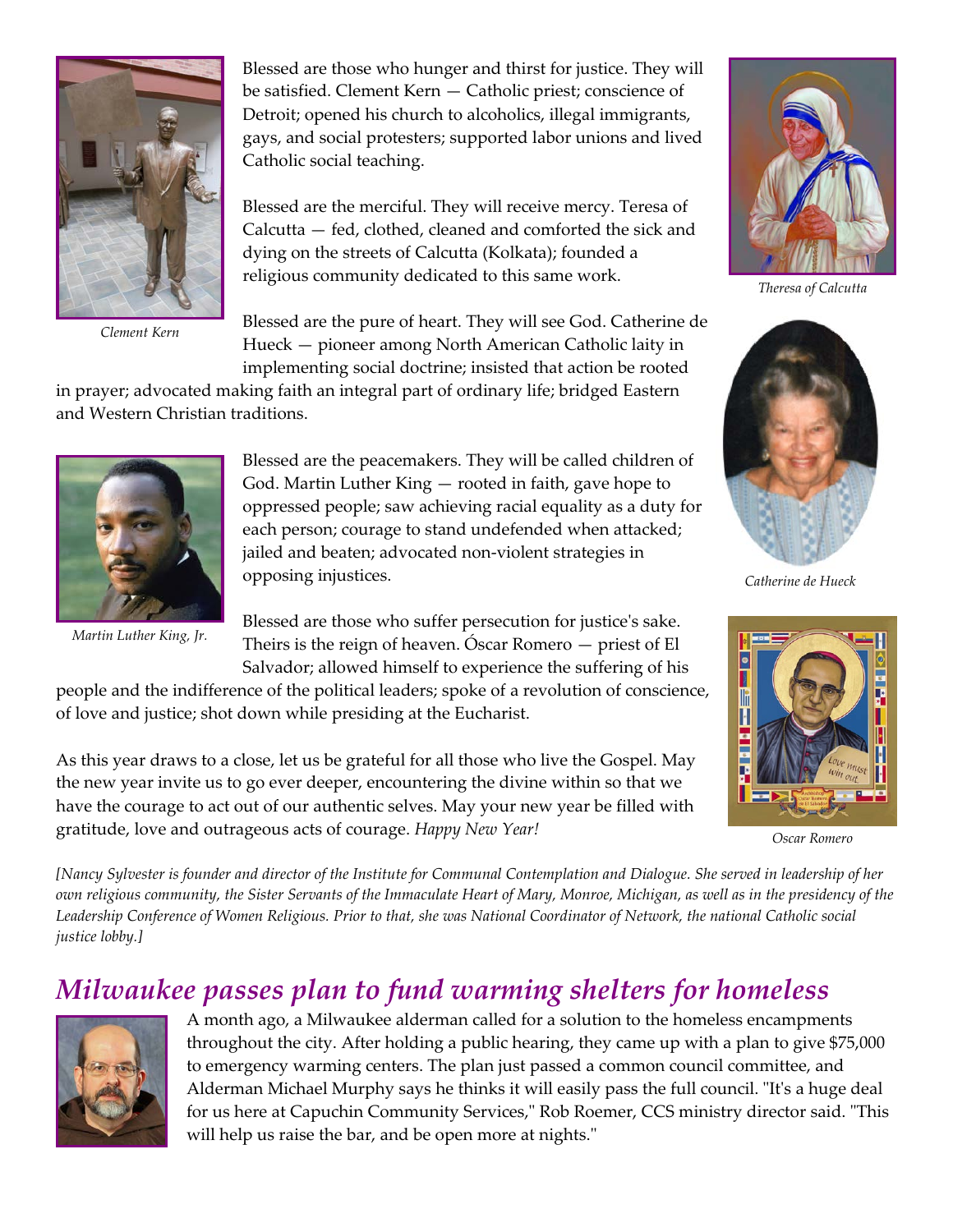Blessed are those who hunger and thirst for justice. They will be satisfied. Clement Kern — Catholic priest; conscience of Detroit; opened his church to alcoholics, illegal immigrants, gays, and social protesters; supported labor unions and lived Catholic social teaching.

*Clement Kern*

Blessed are the merciful. They will receive mercy. Teresa of Calcutta — fed, clothed, cleaned and comforted the sick and dying on the streets of Calcutta (Kolkata); founded a religious community dedicated to this same work.

*Theresa of Calcutta*

Blessed are the pure of heart. They will see God. Catherine de Hueck — pioneer among North American Catholic laity in implementing social doctrine; insisted that action be rooted in prayer; advocated making faith an integral part of ordinary life; bridged Eastern and Western Christian traditions.

*Catherine de Hueck*

Blessed are the peacemakers. They will be called children of God. Martin Luther King — rooted in faith, gave hope to oppressed people; saw achieving racial equality as a duty for each person; courage to stand undefended when attacked; jailed and beaten; advocated non-violent strategies in opposing injustices.

*Martin Luther King, Jr.*

Blessed are those who suffer persecution for justice's sake. Theirs is the reign of heaven. Óscar Romero — priest of El Salvador; allowed himself to experience the suffering of his people and the indifference of the political leaders; spoke of a revolution of conscience, of love and justice; shot down while presiding at the Eucharist.

*Oscar Romero*

As this year draws to a close, let us be grateful for all those who live the Gospel. May the new year invite us to go ever deeper, encountering the divine within so that we have the courage to act out of our authentic selves. May your new year be filled with gratitude, love and outrageous acts of courage. *Happy New Year!*

*[Nancy Sylvester is founder and director of the Institute for Communal Contemplation and Dialogue. She served in leadership of her own religious community, the Sister Servants of the Immaculate Heart of Mary, Monroe, Michigan, as well as in the presidency of the Leadership Conference of Women Religious. Prior to that, she was National Coordinator of Network, the national Catholic social justice lobby.]*

## *Milwaukee passes plan to fund warming shelters for homeless*

A month ago, a Milwaukee alderman called for a solution to the homeless encampments throughout the city. After holding a public hearing, they came up with a plan to give $75,000 to emergency warming centers. The plan just passed a common council committee, and Alderman Michael Murphy says he thinks it will easily pass the full council. "It's a huge deal for us here at Capuchin Community Services," Rob Roemer, CCS ministry director said. "This will help us raise the bar, and be open more at nights."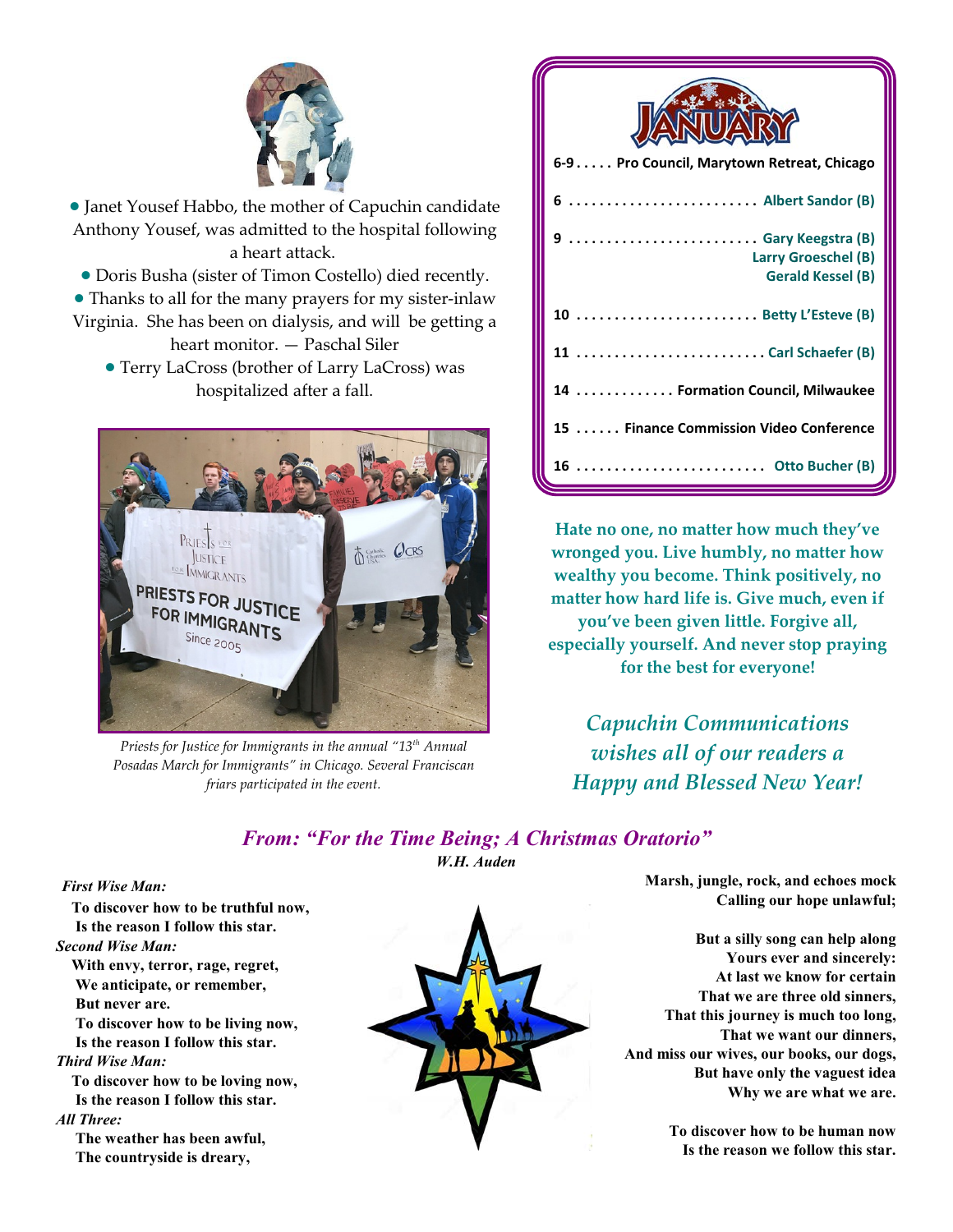- Janet Yousef Habbo, the mother of Capuchin candidate Anthony Yousef, was admitted to the hospital following a heart attack.
- Doris Busha (sister of Timon Costello) died recently.
- Thanks to all for the many prayers for my sister-inlaw Virginia. She has been on dialysis, and will be getting a heart monitor. — Paschal Siler
- Terry LaCross (brother of Larry LaCross) was hospitalized after a fall.

*Priests for Justice for Immigrants in the annual "13th Annual Posadas March for Immigrants" in Chicago. Several Franciscan friars participated in the event.*

## JANUARY

| | |
|---|---|
| 6-9 | Pro Council, Marytown Retreat, Chicago |
| 6 | Albert Sandor (B) |
| 9 | Gary Keegstra (B)<br>Larry Groeschel (B)<br>Gerald Kessel (B) |
| 10 | Betty L'Esteve (B) |
| 11 | Carl Schaefer (B) |
| 14 | Formation Council, Milwaukee |
| 15 | Finance Commission Video Conference |
| 16 | Otto Bucher (B) |

**Hate no one, no matter how much they've wronged you. Live humbly, no matter how wealthy you become. Think positively, no matter how hard life is. Give much, even if you've been given little. Forgive all, especially yourself. And never stop praying for the best for everyone!**

*Capuchin Communications wishes all of our readers a Happy and Blessed New Year!*

## *From: "For the Time Being; A Christmas Oratorio"*

***W.H. Auden***

*First Wise Man:*
**To discover how to be truthful now,**
**Is the reason I follow this star.**

*Second Wise Man:*
**With envy, terror, rage, regret,**
**We anticipate, or remember,**
**But never are.**
**To discover how to be living now,**
**Is the reason I follow this star.**

*Third Wise Man:*
**To discover how to be loving now,**
**Is the reason I follow this star.**

*All Three:*
**The weather has been awful,**
**The countryside is dreary,**
**Marsh, jungle, rock, and echoes mock**
**Calling our hope unlawful;**

**But a silly song can help along**
**Yours ever and sincerely:**
**At last we know for certain**
**That we are three old sinners,**
**That this journey is much too long,**
**That we want our dinners,**
**And miss our wives, our books, our dogs,**
**But have only the vaguest idea**
**Why we are what we are.**

**To discover how to be human now**
**Is the reason we follow this star.**